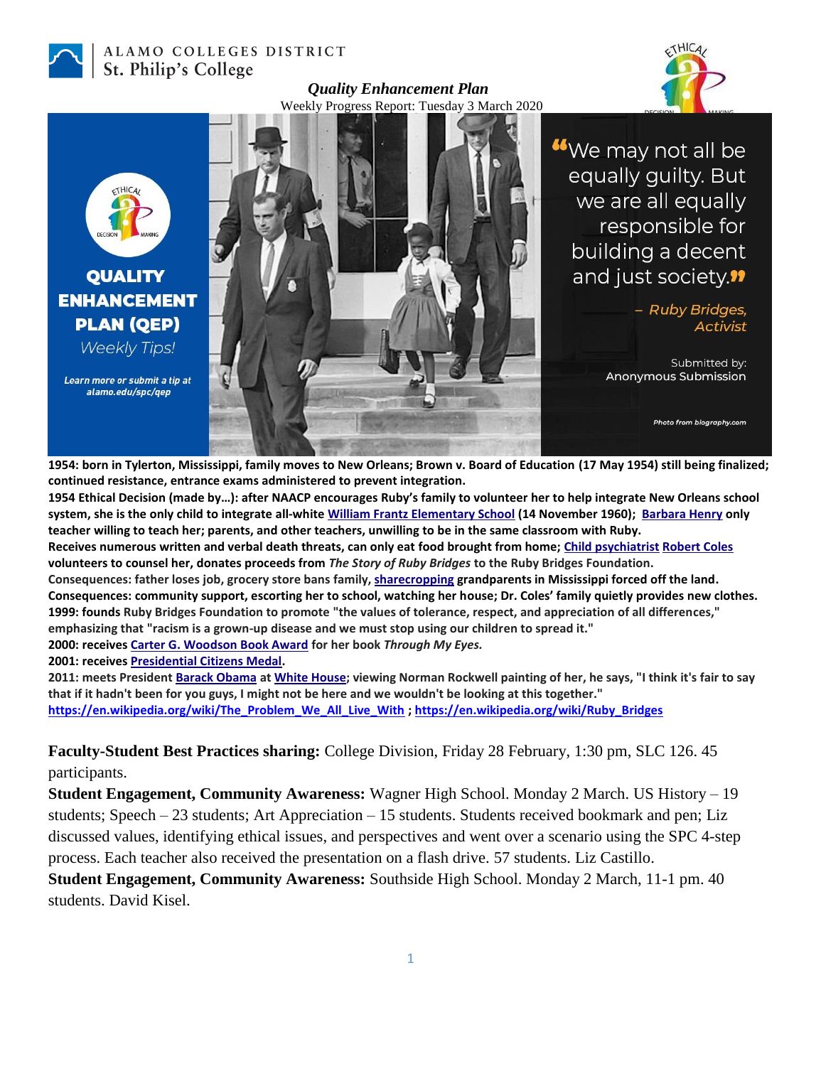ALAMO COLLEGES DISTRICT
St. Philip's College

***Quality Enhancement Plan***

Weekly Progress Report: Tuesday 3 March 2020

**QUALITY ENHANCEMENT PLAN (QEP)**

*Weekly Tips!*

***Learn more or submit a tip at alamo.edu/spc/qep***

"We may not all be equally guilty. But we are all equally responsible for building a decent and just society."

*– Ruby Bridges, Activist*

Submitted by: Anonymous Submission

*Photo from biography.com*

**1954: born in Tylerton, Mississippi, family moves to New Orleans; Brown v. Board of Education (17 May 1954) still being finalized; continued resistance, entrance exams administered to prevent integration.**
**1954 Ethical Decision (made by…): after NAACP encourages Ruby's family to volunteer her to help integrate New Orleans school system, she is the only child to integrate all-white William Frantz Elementary School (14 November 1960); Barbara Henry only teacher willing to teach her; parents, and other teachers, unwilling to be in the same classroom with Ruby.**
**Receives numerous written and verbal death threats, can only eat food brought from home; Child psychiatrist Robert Coles volunteers to counsel her, donates proceeds from *The Story of Ruby Bridges* to the Ruby Bridges Foundation.**
**Consequences: father loses job, grocery store bans family, sharecropping grandparents in Mississippi forced off the land.**
**Consequences: community support, escorting her to school, watching her house; Dr. Coles' family quietly provides new clothes.**
**1999: founds Ruby Bridges Foundation to promote "the values of tolerance, respect, and appreciation of all differences," emphasizing that "racism is a grown-up disease and we must stop using our children to spread it."**
**2000: receives Carter G. Woodson Book Award for her book *Through My Eyes.***
**2001: receives Presidential Citizens Medal.**
**2011: meets President Barack Obama at White House; viewing Norman Rockwell painting of her, he says, "I think it's fair to say that if it hadn't been for you guys, I might not be here and we wouldn't be looking at this together."**
https://en.wikipedia.org/wiki/The_Problem_We_All_Live_With ; https://en.wikipedia.org/wiki/Ruby_Bridges

**Faculty-Student Best Practices sharing:** College Division, Friday 28 February, 1:30 pm, SLC 126. 45 participants.

**Student Engagement, Community Awareness:** Wagner High School. Monday 2 March. US History – 19 students; Speech – 23 students; Art Appreciation – 15 students. Students received bookmark and pen; Liz discussed values, identifying ethical issues, and perspectives and went over a scenario using the SPC 4-step process. Each teacher also received the presentation on a flash drive. 57 students. Liz Castillo.

**Student Engagement, Community Awareness:** Southside High School. Monday 2 March, 11-1 pm. 40 students. David Kisel.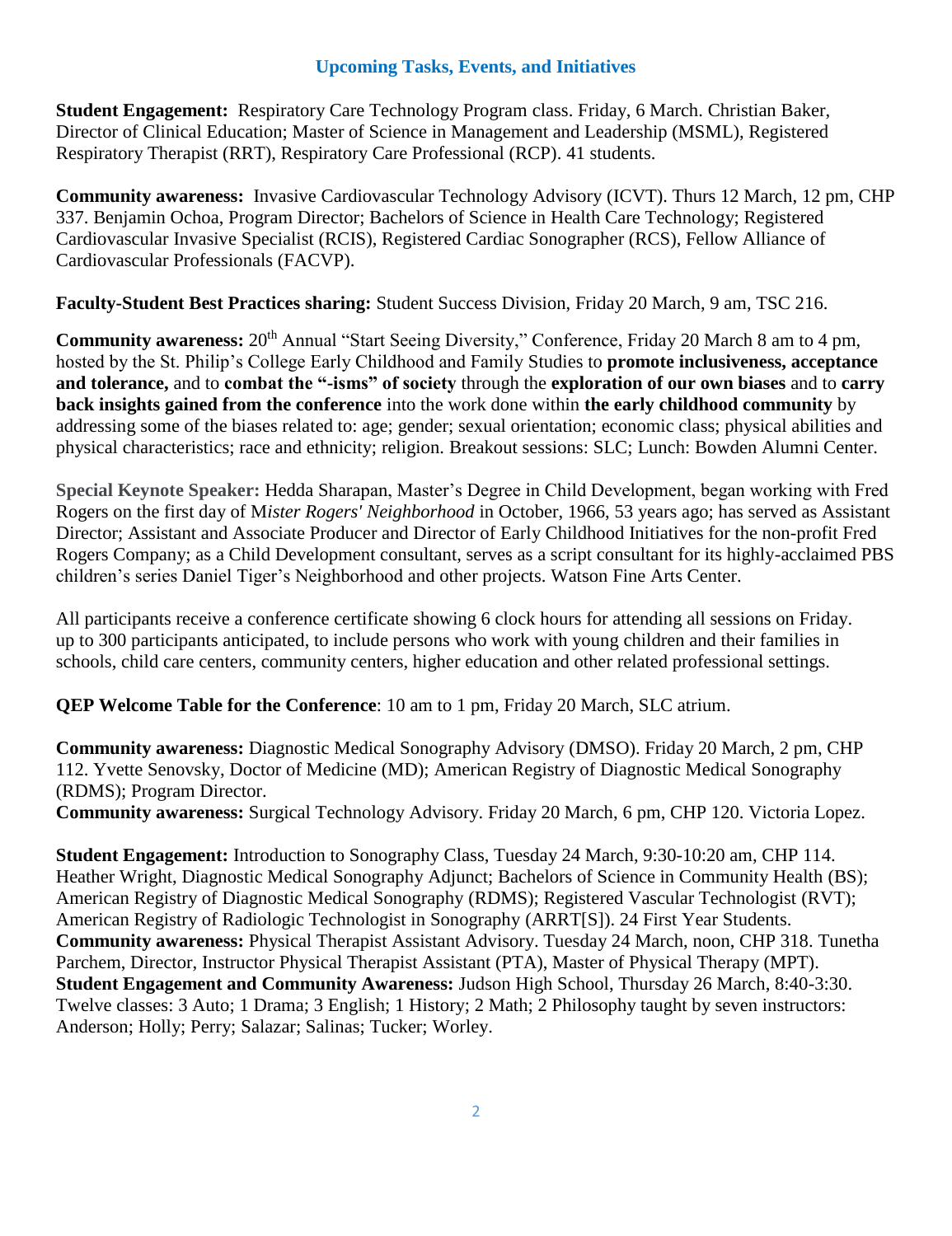## Upcoming Tasks, Events, and Initiatives

**Student Engagement:** Respiratory Care Technology Program class. Friday, 6 March. Christian Baker, Director of Clinical Education; Master of Science in Management and Leadership (MSML), Registered Respiratory Therapist (RRT), Respiratory Care Professional (RCP). 41 students.

**Community awareness:** Invasive Cardiovascular Technology Advisory (ICVT). Thurs 12 March, 12 pm, CHP 337. Benjamin Ochoa, Program Director; Bachelors of Science in Health Care Technology; Registered Cardiovascular Invasive Specialist (RCIS), Registered Cardiac Sonographer (RCS), Fellow Alliance of Cardiovascular Professionals (FACVP).

**Faculty-Student Best Practices sharing:** Student Success Division, Friday 20 March, 9 am, TSC 216.

**Community awareness:** 20th Annual "Start Seeing Diversity," Conference, Friday 20 March 8 am to 4 pm, hosted by the St. Philip's College Early Childhood and Family Studies to **promote inclusiveness, acceptance and tolerance,** and to **combat the "-isms" of society** through the **exploration of our own biases** and to **carry back insights gained from the conference** into the work done within **the early childhood community** by addressing some of the biases related to: age; gender; sexual orientation; economic class; physical abilities and physical characteristics; race and ethnicity; religion. Breakout sessions: SLC; Lunch: Bowden Alumni Center.

**Special Keynote Speaker:** Hedda Sharapan, Master's Degree in Child Development, began working with Fred Rogers on the first day of *Mister Rogers' Neighborhood* in October, 1966, 53 years ago; has served as Assistant Director; Assistant and Associate Producer and Director of Early Childhood Initiatives for the non-profit Fred Rogers Company; as a Child Development consultant, serves as a script consultant for its highly-acclaimed PBS children's series Daniel Tiger's Neighborhood and other projects. Watson Fine Arts Center.

All participants receive a conference certificate showing 6 clock hours for attending all sessions on Friday. up to 300 participants anticipated, to include persons who work with young children and their families in schools, child care centers, community centers, higher education and other related professional settings.

**QEP Welcome Table for the Conference**: 10 am to 1 pm, Friday 20 March, SLC atrium.

**Community awareness:** Diagnostic Medical Sonography Advisory (DMSO). Friday 20 March, 2 pm, CHP 112. Yvette Senovsky, Doctor of Medicine (MD); American Registry of Diagnostic Medical Sonography (RDMS); Program Director.
**Community awareness:** Surgical Technology Advisory. Friday 20 March, 6 pm, CHP 120. Victoria Lopez.

**Student Engagement:** Introduction to Sonography Class, Tuesday 24 March, 9:30-10:20 am, CHP 114. Heather Wright, Diagnostic Medical Sonography Adjunct; Bachelors of Science in Community Health (BS); American Registry of Diagnostic Medical Sonography (RDMS); Registered Vascular Technologist (RVT); American Registry of Radiologic Technologist in Sonography (ARRT[S]). 24 First Year Students.
**Community awareness:** Physical Therapist Assistant Advisory. Tuesday 24 March, noon, CHP 318. Tunetha Parchem, Director, Instructor Physical Therapist Assistant (PTA), Master of Physical Therapy (MPT).
**Student Engagement and Community Awareness:** Judson High School, Thursday 26 March, 8:40-3:30. Twelve classes: 3 Auto; 1 Drama; 3 English; 1 History; 2 Math; 2 Philosophy taught by seven instructors: Anderson; Holly; Perry; Salazar; Salinas; Tucker; Worley.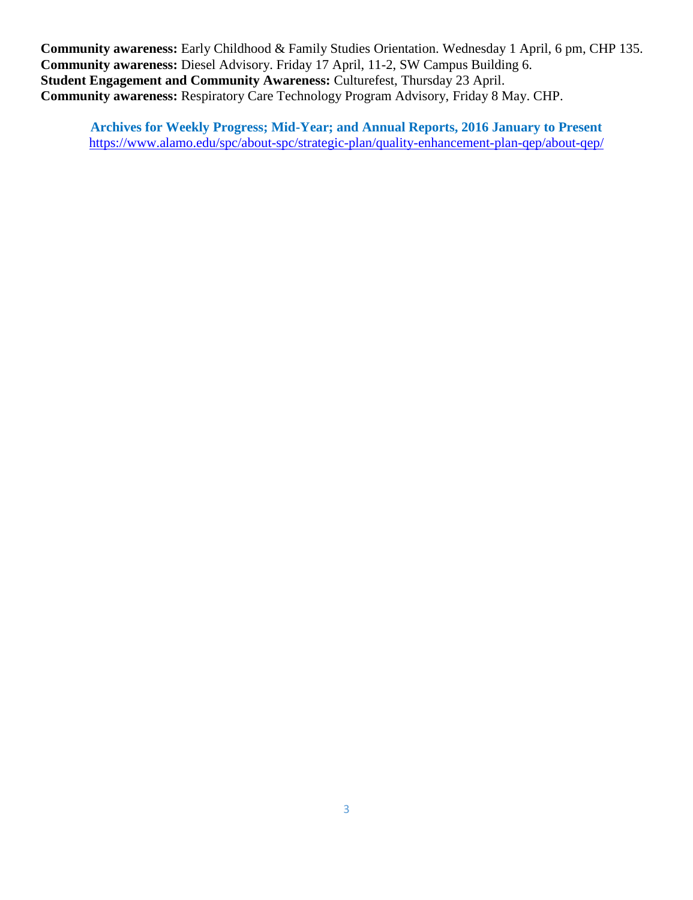**Community awareness:** Early Childhood & Family Studies Orientation. Wednesday 1 April, 6 pm, CHP 135.
**Community awareness:** Diesel Advisory. Friday 17 April, 11-2, SW Campus Building 6.
**Student Engagement and Community Awareness:** Culturefest, Thursday 23 April.
**Community awareness:** Respiratory Care Technology Program Advisory, Friday 8 May. CHP.

**Archives for Weekly Progress; Mid-Year; and Annual Reports, 2016 January to Present**
https://www.alamo.edu/spc/about-spc/strategic-plan/quality-enhancement-plan-qep/about-qep/